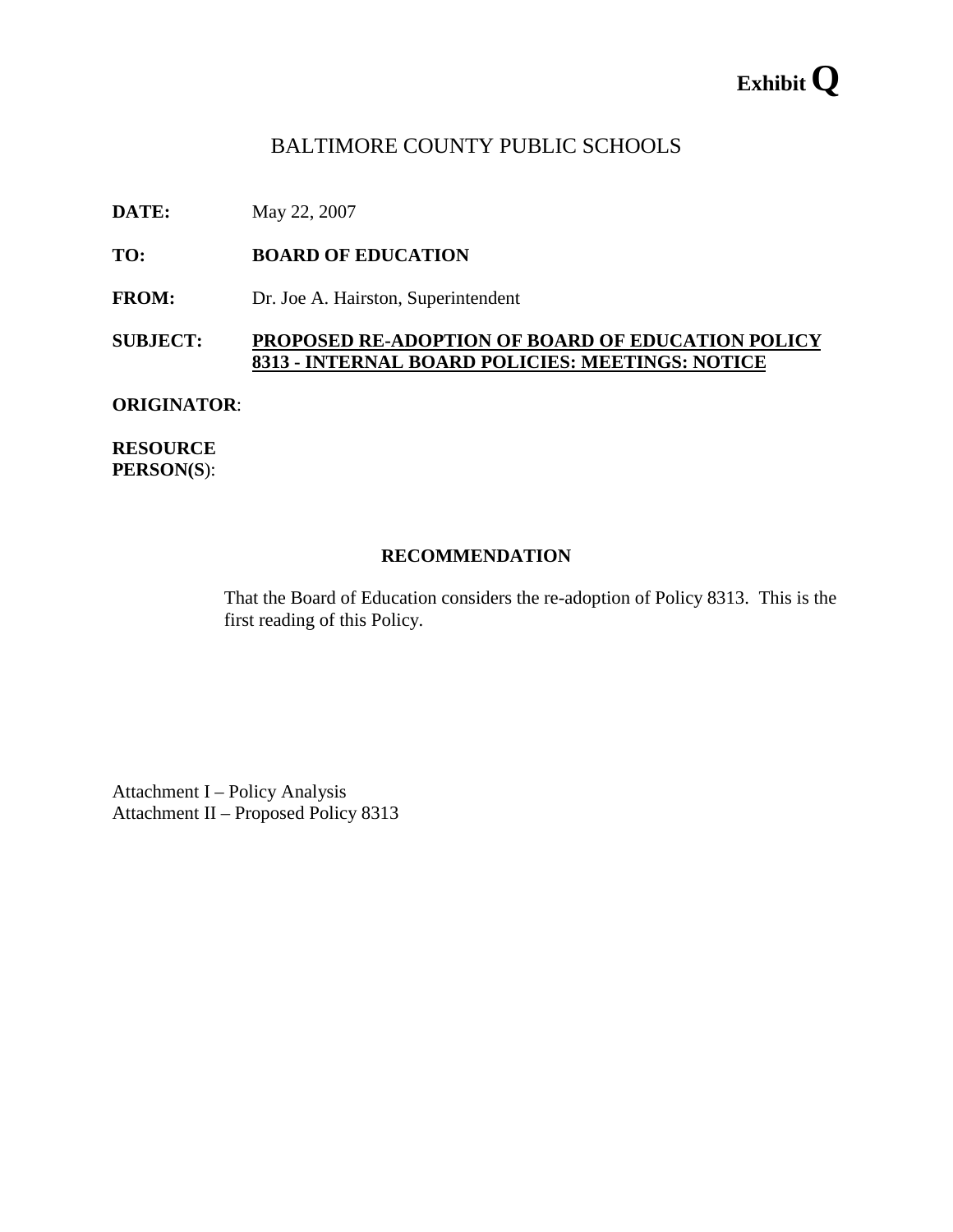**Exhibit Q**

# BALTIMORE COUNTY PUBLIC SCHOOLS

**DATE:** May 22, 2007

**TO:** **BOARD OF EDUCATION**

**FROM:** Dr. Joe A. Hairston, Superintendent

**SUBJECT:** **PROPOSED RE-ADOPTION OF BOARD OF EDUCATION POLICY 8313 - INTERNAL BOARD POLICIES: MEETINGS: NOTICE**

**ORIGINATOR**:

**RESOURCE PERSON(S)**:

## RECOMMENDATION

That the Board of Education considers the re-adoption of Policy 8313. This is the first reading of this Policy.

Attachment I – Policy Analysis
Attachment II – Proposed Policy 8313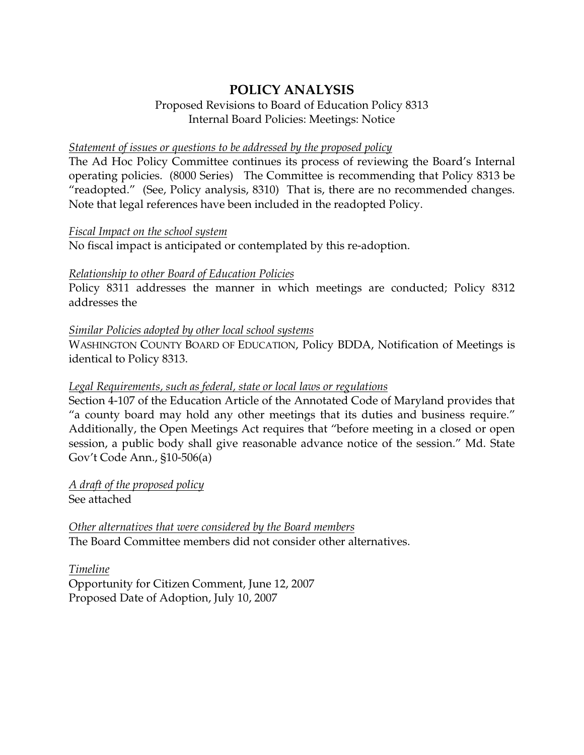# POLICY ANALYSIS

Proposed Revisions to Board of Education Policy 8313
Internal Board Policies: Meetings: Notice

*Statement of issues or questions to be addressed by the proposed policy*

The Ad Hoc Policy Committee continues its process of reviewing the Board's Internal operating policies. (8000 Series) The Committee is recommending that Policy 8313 be "readopted." (See, Policy analysis, 8310) That is, there are no recommended changes. Note that legal references have been included in the readopted Policy.

*Fiscal Impact on the school system*

No fiscal impact is anticipated or contemplated by this re-adoption.

*Relationship to other Board of Education Policies*

Policy 8311 addresses the manner in which meetings are conducted; Policy 8312 addresses the

*Similar Policies adopted by other local school systems*

WASHINGTON COUNTY BOARD OF EDUCATION, Policy BDDA, Notification of Meetings is identical to Policy 8313.

*Legal Requirements, such as federal, state or local laws or regulations*

Section 4-107 of the Education Article of the Annotated Code of Maryland provides that "a county board may hold any other meetings that its duties and business require." Additionally, the Open Meetings Act requires that "before meeting in a closed or open session, a public body shall give reasonable advance notice of the session." Md. State Gov't Code Ann., §10-506(a)

*A draft of the proposed policy*

See attached

*Other alternatives that were considered by the Board members*

The Board Committee members did not consider other alternatives.

*Timeline*

Opportunity for Citizen Comment, June 12, 2007
Proposed Date of Adoption, July 10, 2007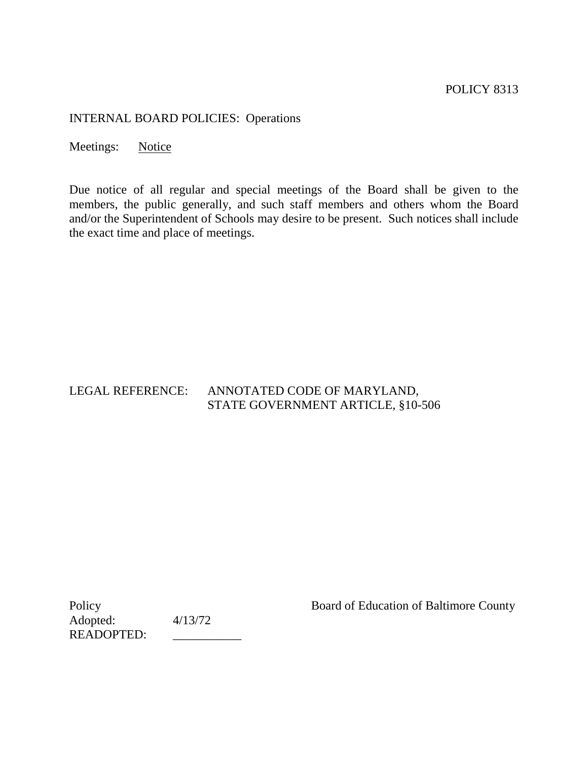POLICY 8313

INTERNAL BOARD POLICIES: Operations

Meetings: Notice

Due notice of all regular and special meetings of the Board shall be given to the members, the public generally, and such staff members and others whom the Board and/or the Superintendent of Schools may desire to be present. Such notices shall include the exact time and place of meetings.

LEGAL REFERENCE: ANNOTATED CODE OF MARYLAND, STATE GOVERNMENT ARTICLE, §10-506

Policy Adopted: 4/13/72
READOPTED: ___________

Board of Education of Baltimore County